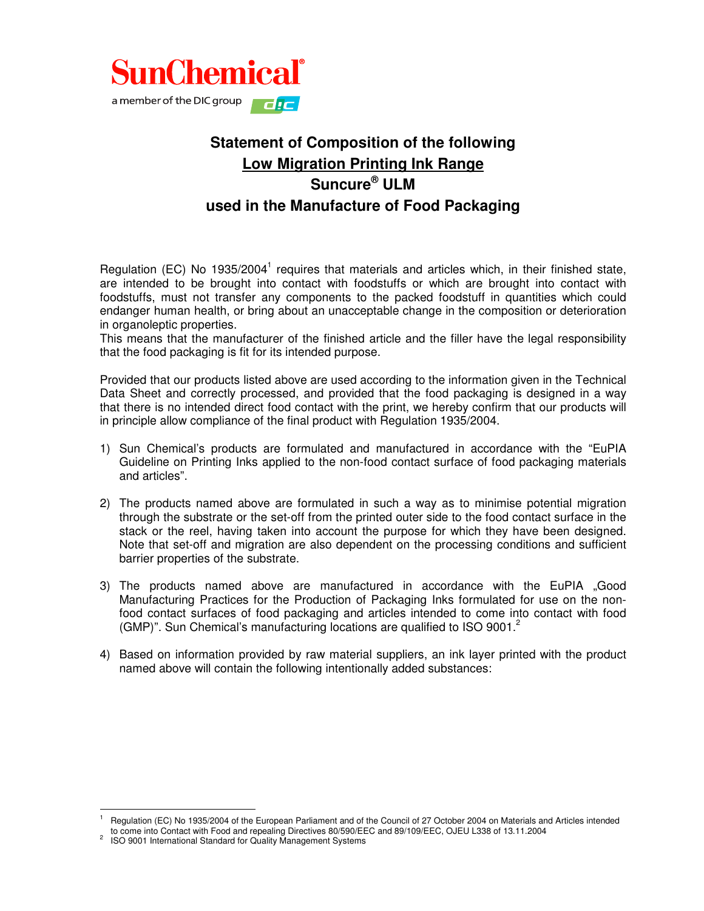SunChemical®

a member of the DIC group

# Statement of Composition of the following
## Low Migration Printing Ink Range
## Suncure® ULM
## used in the Manufacture of Food Packaging

Regulation (EC) No 1935/2004[1] requires that materials and articles which, in their finished state, are intended to be brought into contact with foodstuffs or which are brought into contact with foodstuffs, must not transfer any components to the packed foodstuff in quantities which could endanger human health, or bring about an unacceptable change in the composition or deterioration in organoleptic properties.
This means that the manufacturer of the finished article and the filler have the legal responsibility that the food packaging is fit for its intended purpose.

Provided that our products listed above are used according to the information given in the Technical Data Sheet and correctly processed, and provided that the food packaging is designed in a way that there is no intended direct food contact with the print, we hereby confirm that our products will in principle allow compliance of the final product with Regulation 1935/2004.

1) Sun Chemical's products are formulated and manufactured in accordance with the "EuPIA Guideline on Printing Inks applied to the non-food contact surface of food packaging materials and articles".

2) The products named above are formulated in such a way as to minimise potential migration through the substrate or the set-off from the printed outer side to the food contact surface in the stack or the reel, having taken into account the purpose for which they have been designed. Note that set-off and migration are also dependent on the processing conditions and sufficient barrier properties of the substrate.

3) The products named above are manufactured in accordance with the EuPIA „Good Manufacturing Practices for the Production of Packaging Inks formulated for use on the non-food contact surfaces of food packaging and articles intended to come into contact with food (GMP)". Sun Chemical's manufacturing locations are qualified to ISO 9001.[2]

4) Based on information provided by raw material suppliers, an ink layer printed with the product named above will contain the following intentionally added substances:

---

[1] Regulation (EC) No 1935/2004 of the European Parliament and of the Council of 27 October 2004 on Materials and Articles intended to come into Contact with Food and repealing Directives 80/590/EEC and 89/109/EEC, OJEU L338 of 13.11.2004

[2] ISO 9001 International Standard for Quality Management Systems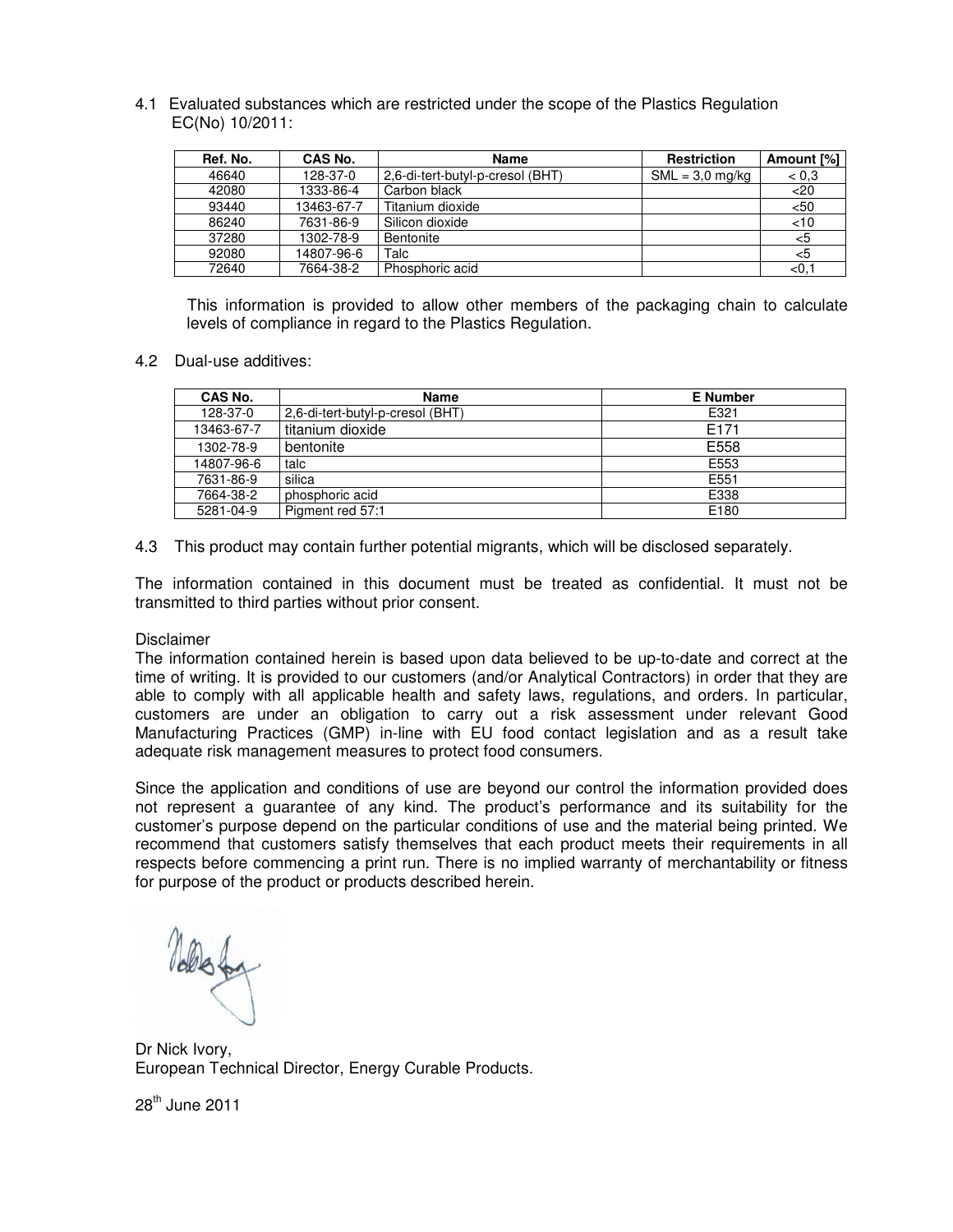4.1 Evaluated substances which are restricted under the scope of the Plastics Regulation EC(No) 10/2011:

| Ref. No. | CAS No. | Name | Restriction | Amount [%] |
|---|---|---|---|---|
| 46640 | 128-37-0 | 2,6-di-tert-butyl-p-cresol (BHT) | SML = 3,0 mg/kg | < 0,3 |
| 42080 | 1333-86-4 | Carbon black | | <20 |
| 93440 | 13463-67-7 | Titanium dioxide | | <50 |
| 86240 | 7631-86-9 | Silicon dioxide | | <10 |
| 37280 | 1302-78-9 | Bentonite | | <5 |
| 92080 | 14807-96-6 | Talc | | <5 |
| 72640 | 7664-38-2 | Phosphoric acid | | <0,1 |

This information is provided to allow other members of the packaging chain to calculate levels of compliance in regard to the Plastics Regulation.

4.2 Dual-use additives:

| CAS No. | Name | E Number |
|---|---|---|
| 128-37-0 | 2,6-di-tert-butyl-p-cresol (BHT) | E321 |
| 13463-67-7 | titanium dioxide | E171 |
| 1302-78-9 | bentonite | E558 |
| 14807-96-6 | talc | E553 |
| 7631-86-9 | silica | E551 |
| 7664-38-2 | phosphoric acid | E338 |
| 5281-04-9 | Pigment red 57:1 | E180 |

4.3 This product may contain further potential migrants, which will be disclosed separately.

The information contained in this document must be treated as confidential. It must not be transmitted to third parties without prior consent.

Disclaimer
The information contained herein is based upon data believed to be up-to-date and correct at the time of writing. It is provided to our customers (and/or Analytical Contractors) in order that they are able to comply with all applicable health and safety laws, regulations, and orders. In particular, customers are under an obligation to carry out a risk assessment under relevant Good Manufacturing Practices (GMP) in-line with EU food contact legislation and as a result take adequate risk management measures to protect food consumers.

Since the application and conditions of use are beyond our control the information provided does not represent a guarantee of any kind. The product's performance and its suitability for the customer's purpose depend on the particular conditions of use and the material being printed. We recommend that customers satisfy themselves that each product meets their requirements in all respects before commencing a print run. There is no implied warranty of merchantability or fitness for purpose of the product or products described herein.

Dr Nick Ivory,
European Technical Director, Energy Curable Products.

28th June 2011